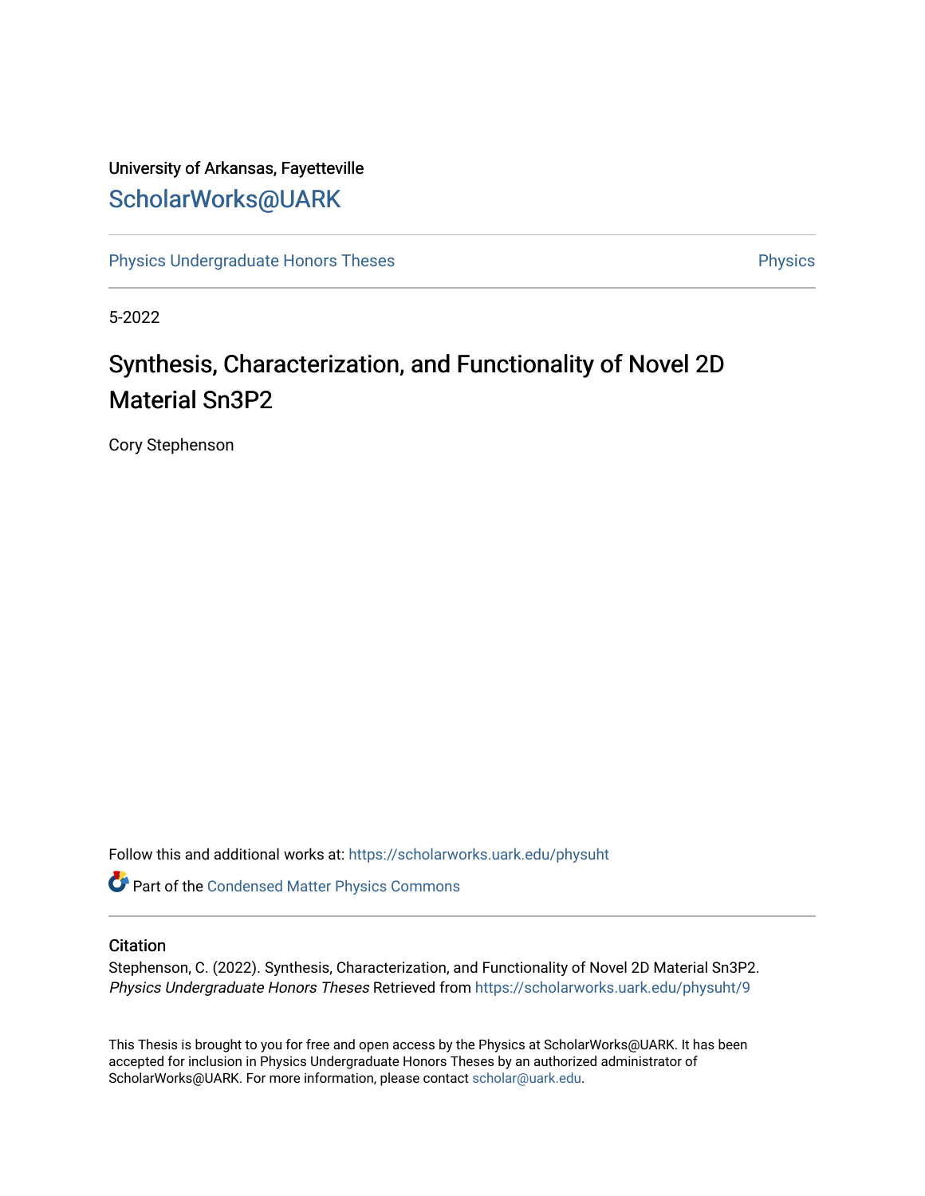University of Arkansas, Fayetteville

ScholarWorks@UARK

Physics Undergraduate Honors Theses

Physics

5-2022

# Synthesis, Characterization, and Functionality of Novel 2D Material Sn3P2

Cory Stephenson

Follow this and additional works at: https://scholarworks.uark.edu/physuht

Part of the Condensed Matter Physics Commons

## Citation

Stephenson, C. (2022). Synthesis, Characterization, and Functionality of Novel 2D Material Sn3P2. *Physics Undergraduate Honors Theses* Retrieved from https://scholarworks.uark.edu/physuht/9

This Thesis is brought to you for free and open access by the Physics at ScholarWorks@UARK. It has been accepted for inclusion in Physics Undergraduate Honors Theses by an authorized administrator of ScholarWorks@UARK. For more information, please contact scholar@uark.edu.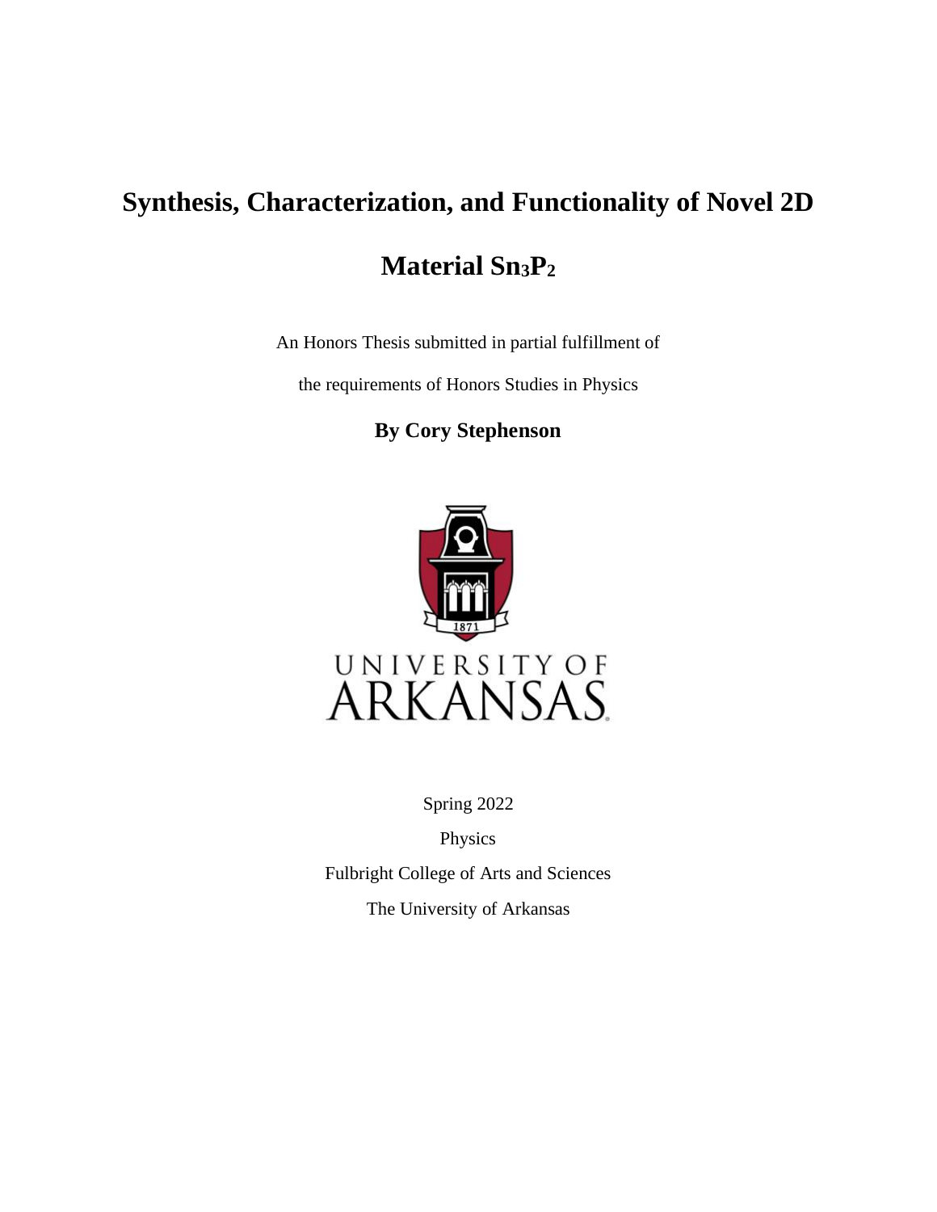# Synthesis, Characterization, and Functionality of Novel 2D Material $Sn_3P_2$

An Honors Thesis submitted in partial fulfillment of

the requirements of Honors Studies in Physics

**By Cory Stephenson**

UNIVERSITY OF ARKANSAS

Spring 2022

Physics

Fulbright College of Arts and Sciences

The University of Arkansas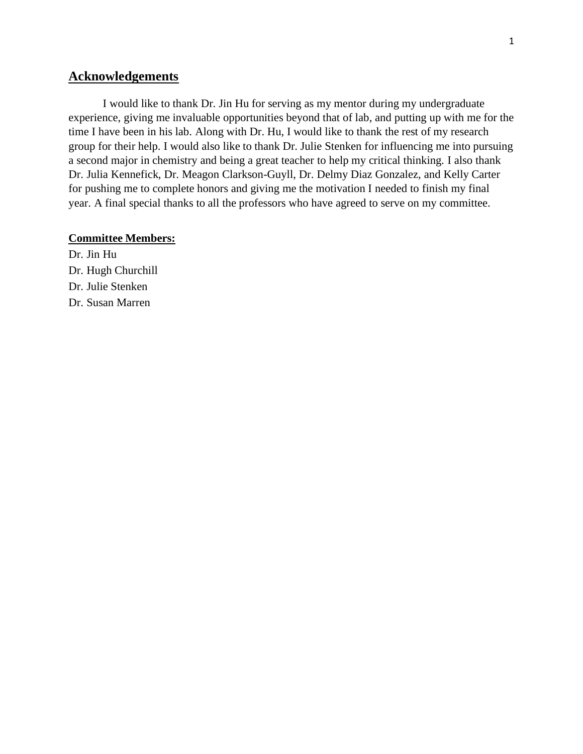## Acknowledgements

I would like to thank Dr. Jin Hu for serving as my mentor during my undergraduate experience, giving me invaluable opportunities beyond that of lab, and putting up with me for the time I have been in his lab. Along with Dr. Hu, I would like to thank the rest of my research group for their help. I would also like to thank Dr. Julie Stenken for influencing me into pursuing a second major in chemistry and being a great teacher to help my critical thinking. I also thank Dr. Julia Kennefick, Dr. Meagon Clarkson-Guyll, Dr. Delmy Diaz Gonzalez, and Kelly Carter for pushing me to complete honors and giving me the motivation I needed to finish my final year. A final special thanks to all the professors who have agreed to serve on my committee.

**Committee Members:**

Dr. Jin Hu
Dr. Hugh Churchill
Dr. Julie Stenken
Dr. Susan Marren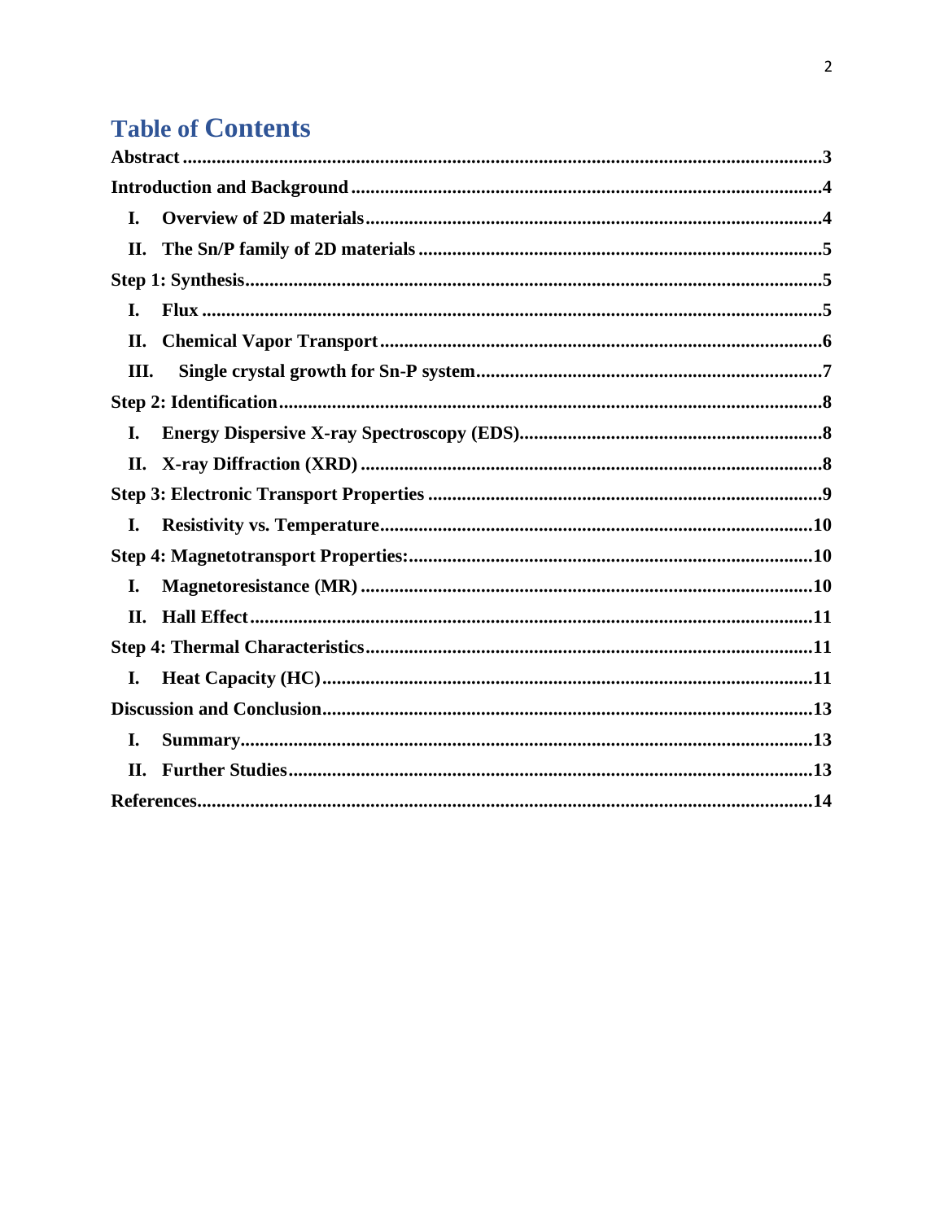# Table of Contents

**Abstract** ....................................................................................................................3

**Introduction and Background** ..........................................................................................4

- **I. Overview of 2D materials** ..................................................................................4
- **II. The Sn/P family of 2D materials** .........................................................................5

**Step 1: Synthesis** .............................................................................................................5

- **I. Flux** ......................................................................................................................5
- **II. Chemical Vapor Transport** ..................................................................................6
- **III. Single crystal growth for Sn-P system** ..............................................................7

**Step 2: Identification** ......................................................................................................8

- **I. Energy Dispersive X-ray Spectroscopy (EDS)** .....................................................8
- **II. X-ray Diffraction (XRD)** ......................................................................................8

**Step 3: Electronic Transport Properties** ...........................................................................9

- **I. Resistivity vs. Temperature** ................................................................................10

**Step 4: Magnetotransport Properties:** ............................................................................10

- **I. Magnetoresistance (MR)** ....................................................................................10
- **II. Hall Effect** .........................................................................................................11

**Step 4: Thermal Characteristics** .....................................................................................11

- **I. Heat Capacity (HC)** ............................................................................................11

**Discussion and Conclusion** .............................................................................................13

- **I. Summary** ............................................................................................................13
- **II. Further Studies** ..................................................................................................13

**References** ......................................................................................................................14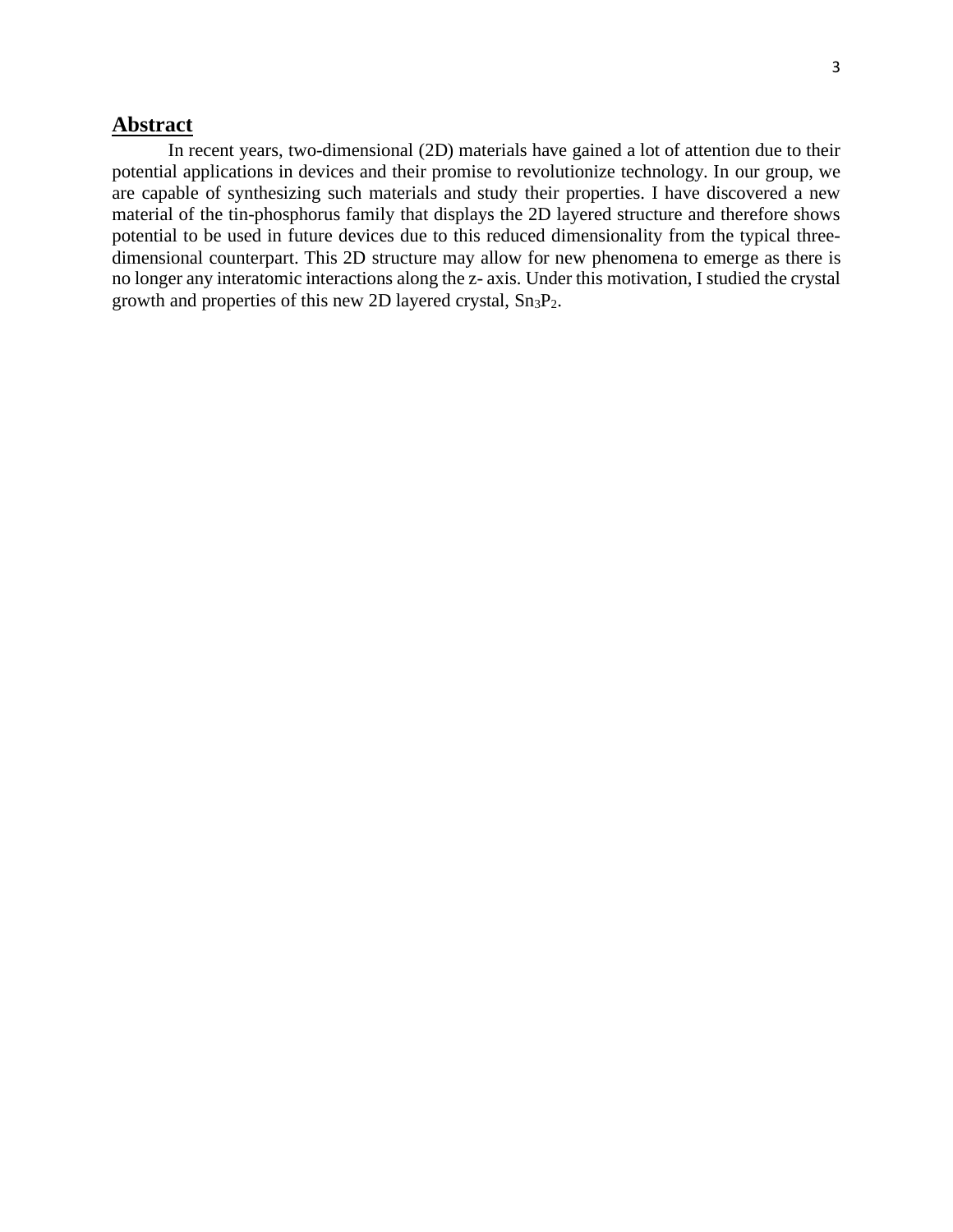## Abstract

In recent years, two-dimensional (2D) materials have gained a lot of attention due to their potential applications in devices and their promise to revolutionize technology. In our group, we are capable of synthesizing such materials and study their properties. I have discovered a new material of the tin-phosphorus family that displays the 2D layered structure and therefore shows potential to be used in future devices due to this reduced dimensionality from the typical three-dimensional counterpart. This 2D structure may allow for new phenomena to emerge as there is no longer any interatomic interactions along the z- axis. Under this motivation, I studied the crystal growth and properties of this new 2D layered crystal, $Sn_3P_2$.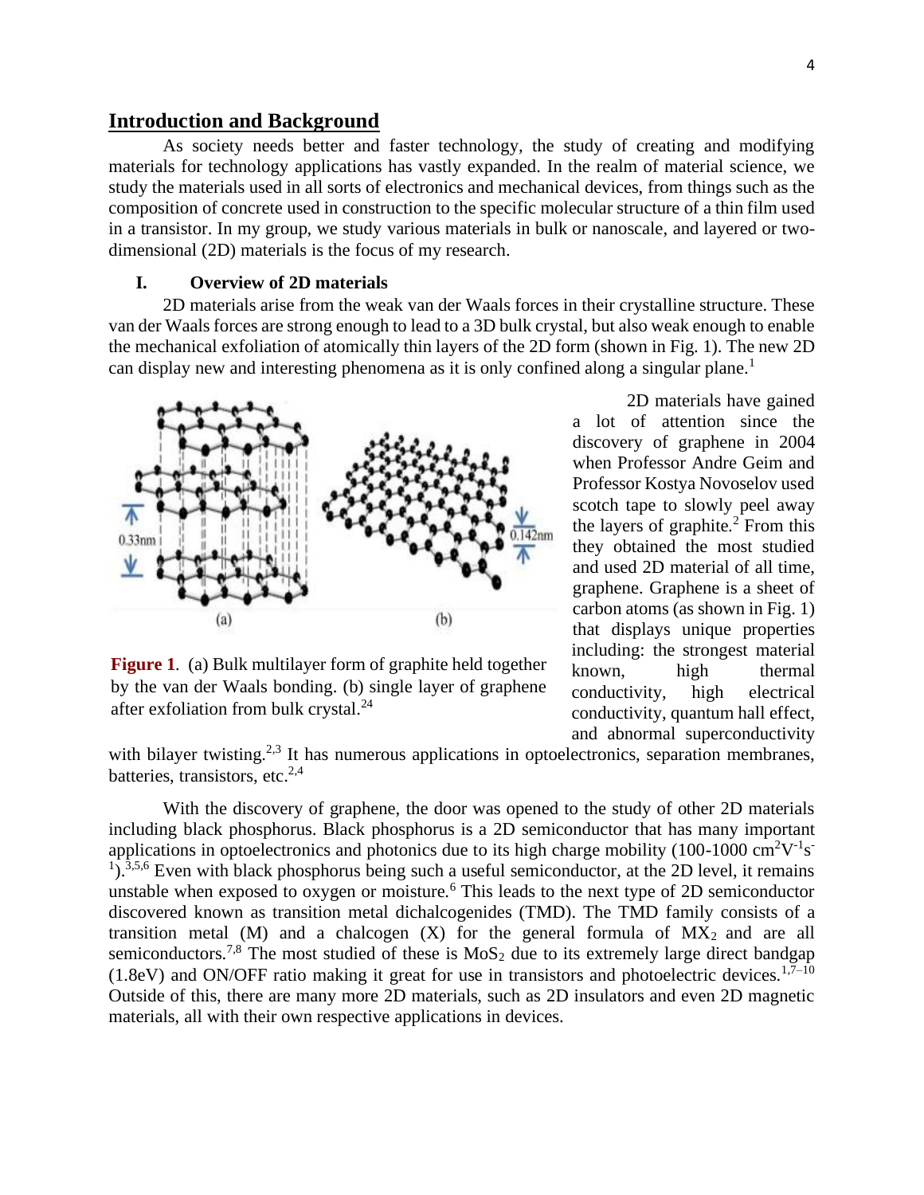## Introduction and Background

As society needs better and faster technology, the study of creating and modifying materials for technology applications has vastly expanded. In the realm of material science, we study the materials used in all sorts of electronics and mechanical devices, from things such as the composition of concrete used in construction to the specific molecular structure of a thin film used in a transistor. In my group, we study various materials in bulk or nanoscale, and layered or two-dimensional (2D) materials is the focus of my research.

### I. Overview of 2D materials

2D materials arise from the weak van der Waals forces in their crystalline structure. These van der Waals forces are strong enough to lead to a 3D bulk crystal, but also weak enough to enable the mechanical exfoliation of atomically thin layers of the 2D form (shown in Fig. 1). The new 2D can display new and interesting phenomena as it is only confined along a singular plane.[1]

**Figure 1**. (a) Bulk multilayer form of graphite held together by the van der Waals bonding. (b) single layer of graphene after exfoliation from bulk crystal.[24]

2D materials have gained a lot of attention since the discovery of graphene in 2004 when Professor Andre Geim and Professor Kostya Novoselov used scotch tape to slowly peel away the layers of graphite.[2] From this they obtained the most studied and used 2D material of all time, graphene. Graphene is a sheet of carbon atoms (as shown in Fig. 1) that displays unique properties including: the strongest material known, high thermal conductivity, high electrical conductivity, quantum hall effect, and abnormal superconductivity with bilayer twisting.[2,3] It has numerous applications in optoelectronics, separation membranes, batteries, transistors, etc.[2,4]

With the discovery of graphene, the door was opened to the study of other 2D materials including black phosphorus. Black phosphorus is a 2D semiconductor that has many important applications in optoelectronics and photonics due to its high charge mobility (100-1000 $cm^2V^{-1}s^{-1}$).[3,5,6] Even with black phosphorus being such a useful semiconductor, at the 2D level, it remains unstable when exposed to oxygen or moisture.[6] This leads to the next type of 2D semiconductor discovered known as transition metal dichalcogenides (TMD). The TMD family consists of a transition metal (M) and a chalcogen (X) for the general formula of $MX_2$ and are all semiconductors.[7,8] The most studied of these is $MoS_2$ due to its extremely large direct bandgap (1.8eV) and ON/OFF ratio making it great for use in transistors and photoelectric devices.[1,7–10] Outside of this, there are many more 2D materials, such as 2D insulators and even 2D magnetic materials, all with their own respective applications in devices.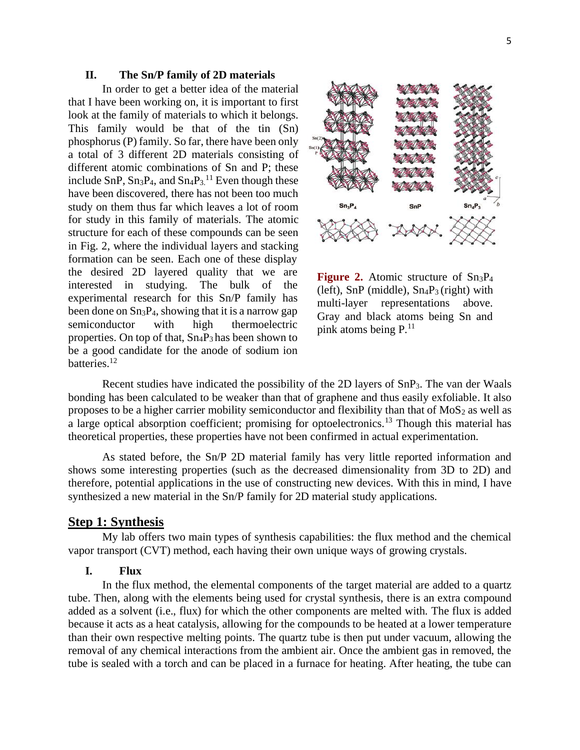### II. The Sn/P family of 2D materials

In order to get a better idea of the material that I have been working on, it is important to first look at the family of materials to which it belongs. This family would be that of the tin (Sn) phosphorus (P) family. So far, there have been only a total of 3 different 2D materials consisting of different atomic combinations of Sn and P; these include SnP, $Sn_3P_4$, and $Sn_4P_3$.[11] Even though these have been discovered, there has not been too much study on them thus far which leaves a lot of room for study in this family of materials. The atomic structure for each of these compounds can be seen in Fig. 2, where the individual layers and stacking formation can be seen. Each one of these display the desired 2D layered quality that we are interested in studying. The bulk of the experimental research for this Sn/P family has been done on $Sn_3P_4$, showing that it is a narrow gap semiconductor with high thermoelectric properties. On top of that, $Sn_4P_3$ has been shown to be a good candidate for the anode of sodium ion batteries.[12]

**Figure 2.** Atomic structure of $Sn_3P_4$ (left), SnP (middle), $Sn_4P_3$ (right) with multi-layer representations above. Gray and black atoms being Sn and pink atoms being P.[11]

Recent studies have indicated the possibility of the 2D layers of $SnP_3$. The van der Waals bonding has been calculated to be weaker than that of graphene and thus easily exfoliable. It also proposes to be a higher carrier mobility semiconductor and flexibility than that of $MoS_2$ as well as a large optical absorption coefficient; promising for optoelectronics.[13] Though this material has theoretical properties, these properties have not been confirmed in actual experimentation.

As stated before, the Sn/P 2D material family has very little reported information and shows some interesting properties (such as the decreased dimensionality from 3D to 2D) and therefore, potential applications in the use of constructing new devices. With this in mind, I have synthesized a new material in the Sn/P family for 2D material study applications.

## Step 1: Synthesis

My lab offers two main types of synthesis capabilities: the flux method and the chemical vapor transport (CVT) method, each having their own unique ways of growing crystals.

### I. Flux

In the flux method, the elemental components of the target material are added to a quartz tube. Then, along with the elements being used for crystal synthesis, there is an extra compound added as a solvent (i.e., flux) for which the other components are melted with. The flux is added because it acts as a heat catalysis, allowing for the compounds to be heated at a lower temperature than their own respective melting points. The quartz tube is then put under vacuum, allowing the removal of any chemical interactions from the ambient air. Once the ambient gas in removed, the tube is sealed with a torch and can be placed in a furnace for heating. After heating, the tube can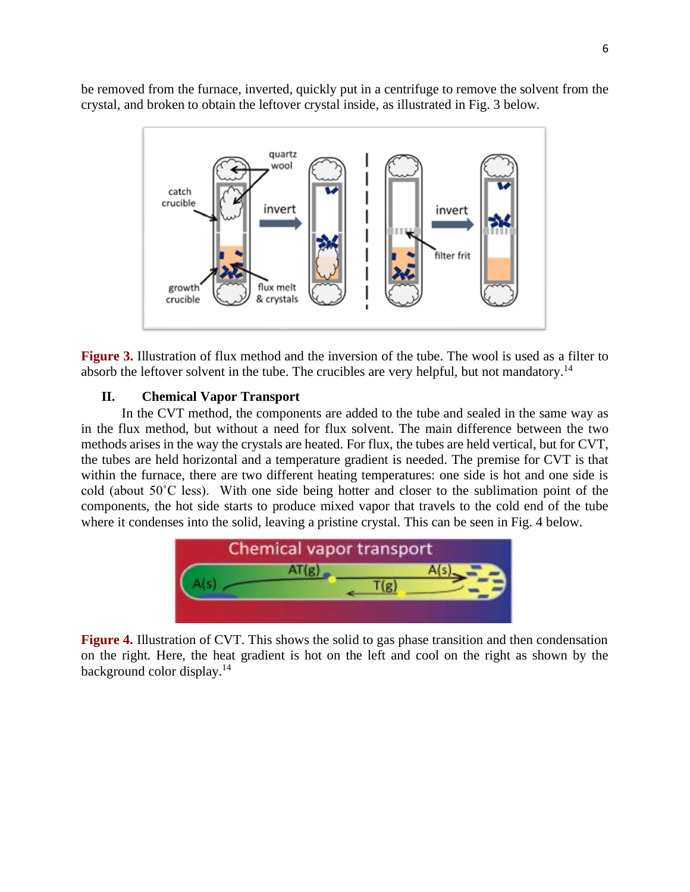be removed from the furnace, inverted, quickly put in a centrifuge to remove the solvent from the crystal, and broken to obtain the leftover crystal inside, as illustrated in Fig. 3 below.

**Figure 3.** Illustration of flux method and the inversion of the tube. The wool is used as a filter to absorb the leftover solvent in the tube. The crucibles are very helpful, but not mandatory.[14]

### II. Chemical Vapor Transport

In the CVT method, the components are added to the tube and sealed in the same way as in the flux method, but without a need for flux solvent. The main difference between the two methods arises in the way the crystals are heated. For flux, the tubes are held vertical, but for CVT, the tubes are held horizontal and a temperature gradient is needed. The premise for CVT is that within the furnace, there are two different heating temperatures: one side is hot and one side is cold (about 50˚C less). With one side being hotter and closer to the sublimation point of the components, the hot side starts to produce mixed vapor that travels to the cold end of the tube where it condenses into the solid, leaving a pristine crystal. This can be seen in Fig. 4 below.

**Figure 4.** Illustration of CVT. This shows the solid to gas phase transition and then condensation on the right. Here, the heat gradient is hot on the left and cool on the right as shown by the background color display.[14]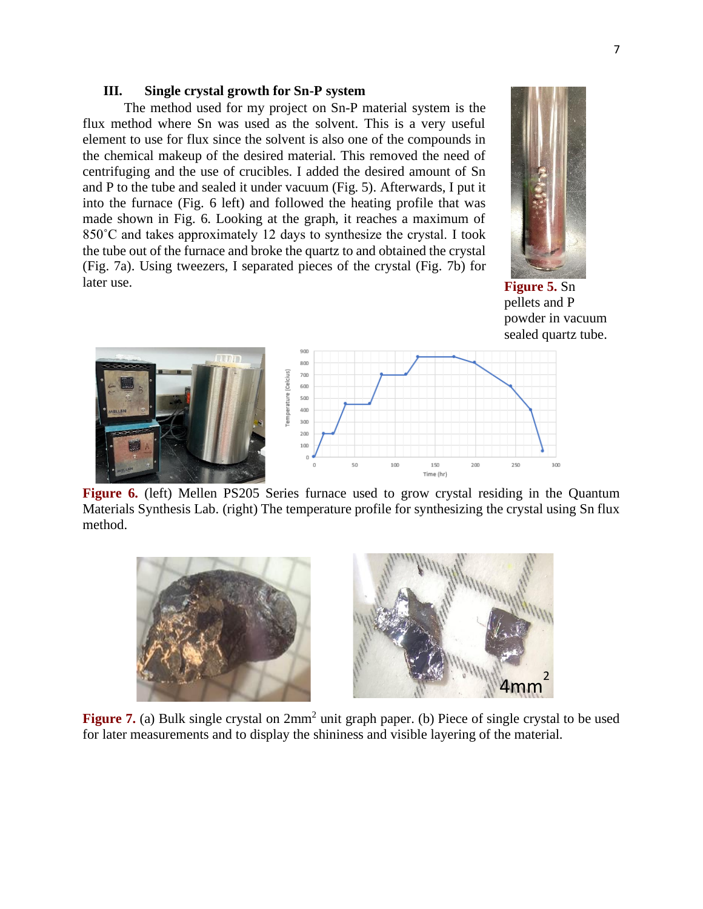### III. Single crystal growth for Sn-P system

The method used for my project on Sn-P material system is the flux method where Sn was used as the solvent. This is a very useful element to use for flux since the solvent is also one of the compounds in the chemical makeup of the desired material. This removed the need of centrifuging and the use of crucibles. I added the desired amount of Sn and P to the tube and sealed it under vacuum (Fig. 5). Afterwards, I put it into the furnace (Fig. 6 left) and followed the heating profile that was made shown in Fig. 6. Looking at the graph, it reaches a maximum of 850˚C and takes approximately 12 days to synthesize the crystal. I took the tube out of the furnace and broke the quartz to and obtained the crystal (Fig. 7a). Using tweezers, I separated pieces of the crystal (Fig. 7b) for later use.

**Figure 5.** Sn pellets and P powder in vacuum sealed quartz tube.

**Figure 6.** (left) Mellen PS205 Series furnace used to grow crystal residing in the Quantum Materials Synthesis Lab. (right) The temperature profile for synthesizing the crystal using Sn flux method.

**Figure 7.** (a) Bulk single crystal on 2mm$^2$ unit graph paper. (b) Piece of single crystal to be used for later measurements and to display the shininess and visible layering of the material.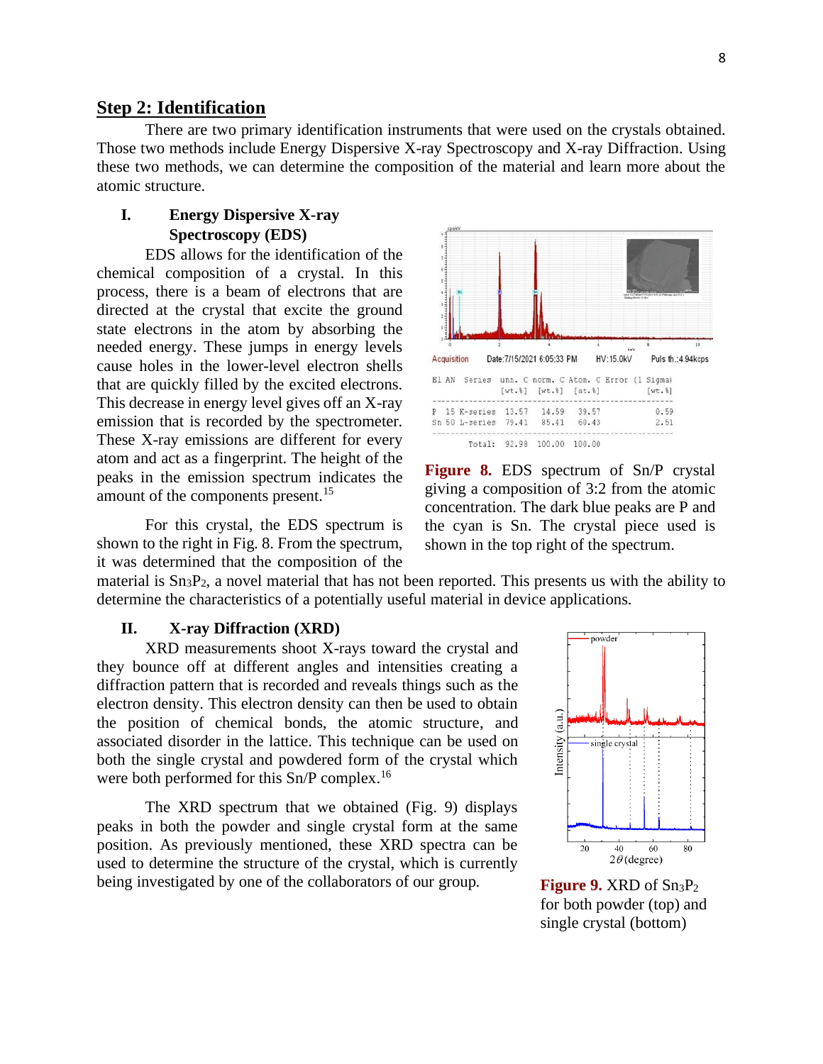## Step 2: Identification

There are two primary identification instruments that were used on the crystals obtained. Those two methods include Energy Dispersive X-ray Spectroscopy and X-ray Diffraction. Using these two methods, we can determine the composition of the material and learn more about the atomic structure.

### I. Energy Dispersive X-ray Spectroscopy (EDS)

EDS allows for the identification of the chemical composition of a crystal. In this process, there is a beam of electrons that are directed at the crystal that excite the ground state electrons in the atom by absorbing the needed energy. These jumps in energy levels cause holes in the lower-level electron shells that are quickly filled by the excited electrons. This decrease in energy level gives off an X-ray emission that is recorded by the spectrometer. These X-ray emissions are different for every atom and act as a fingerprint. The height of the peaks in the emission spectrum indicates the amount of the components present.[15]

Acquisition Date:7/15/2021 6:05:33 PM HV:15.0kV Puls th.:4.94kcps

| El | AN | Series | unn. C [wt.%] | norm. C [wt.%] | Atom. C [at.%] | Error (1 Sigma) [wt.%] |
|---|---|---|---|---|---|---|
| P | 15 | K-series | 13.57 | 14.59 | 39.57 | 0.59 |
| Sn | 50 | L-series | 79.41 | 85.41 | 60.43 | 2.51 |
| | | Total: | 92.98 | 100.00 | 100.00 | |

**Figure 8.** EDS spectrum of Sn/P crystal giving a composition of 3:2 from the atomic concentration. The dark blue peaks are P and the cyan is Sn. The crystal piece used is shown in the top right of the spectrum.

For this crystal, the EDS spectrum is shown to the right in Fig. 8. From the spectrum, it was determined that the composition of the material is $Sn_3P_2$, a novel material that has not been reported. This presents us with the ability to determine the characteristics of a potentially useful material in device applications.

### II. X-ray Diffraction (XRD)

XRD measurements shoot X-rays toward the crystal and they bounce off at different angles and intensities creating a diffraction pattern that is recorded and reveals things such as the electron density. This electron density can then be used to obtain the position of chemical bonds, the atomic structure, and associated disorder in the lattice. This technique can be used on both the single crystal and powdered form of the crystal which were both performed for this Sn/P complex.[16]

The XRD spectrum that we obtained (Fig. 9) displays peaks in both the powder and single crystal form at the same position. As previously mentioned, these XRD spectra can be used to determine the structure of the crystal, which is currently being investigated by one of the collaborators of our group.

**Figure 9.** XRD of $Sn_3P_2$ for both powder (top) and single crystal (bottom)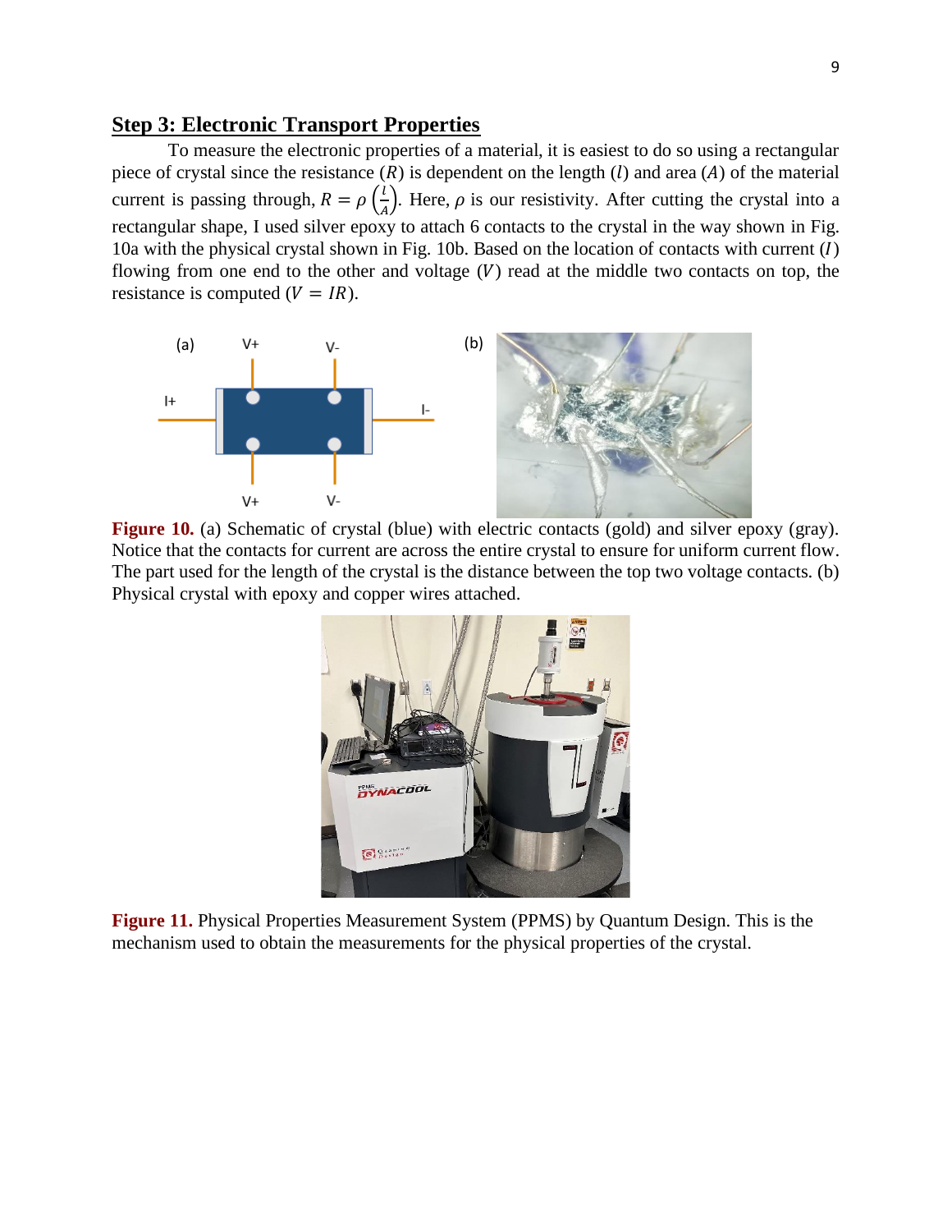## Step 3: Electronic Transport Properties

To measure the electronic properties of a material, it is easiest to do so using a rectangular piece of crystal since the resistance ($R$) is dependent on the length ($l$) and area ($A$) of the material current is passing through, $R = \rho\left(\frac{l}{A}\right)$. Here, $\rho$ is our resistivity. After cutting the crystal into a rectangular shape, I used silver epoxy to attach 6 contacts to the crystal in the way shown in Fig. 10a with the physical crystal shown in Fig. 10b. Based on the location of contacts with current ($I$) flowing from one end to the other and voltage ($V$) read at the middle two contacts on top, the resistance is computed ($V = IR$).

**Figure 10.** (a) Schematic of crystal (blue) with electric contacts (gold) and silver epoxy (gray). Notice that the contacts for current are across the entire crystal to ensure for uniform current flow. The part used for the length of the crystal is the distance between the top two voltage contacts. (b) Physical crystal with epoxy and copper wires attached.

**Figure 11.** Physical Properties Measurement System (PPMS) by Quantum Design. This is the mechanism used to obtain the measurements for the physical properties of the crystal.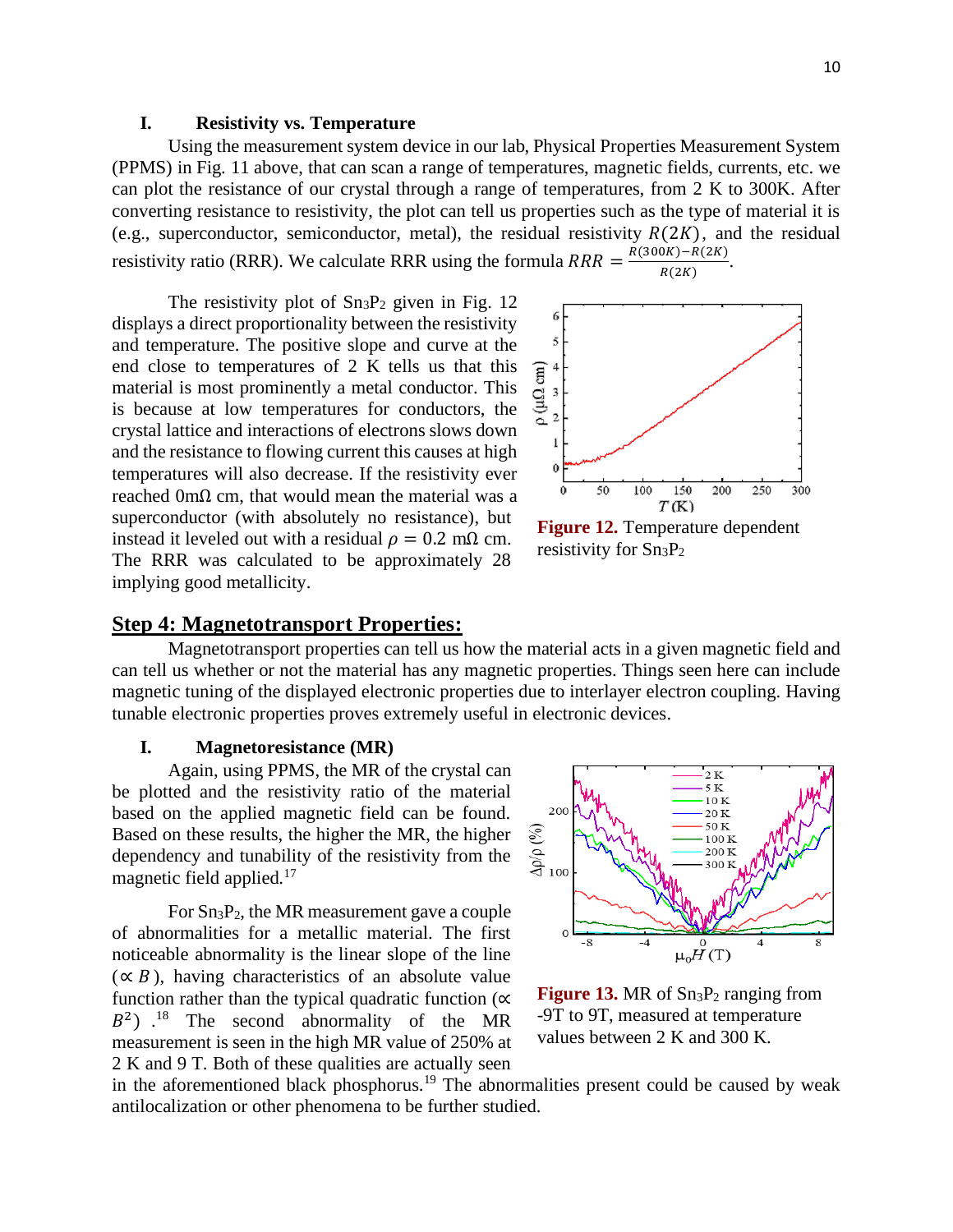### I. Resistivity vs. Temperature

Using the measurement system device in our lab, Physical Properties Measurement System (PPMS) in Fig. 11 above, that can scan a range of temperatures, magnetic fields, currents, etc. we can plot the resistance of our crystal through a range of temperatures, from 2 K to 300K. After converting resistance to resistivity, the plot can tell us properties such as the type of material it is (e.g., superconductor, semiconductor, metal), the residual resistivity $R(2K)$, and the residual resistivity ratio (RRR). We calculate RRR using the formula $RRR = \frac{R(300K)-R(2K)}{R(2K)}$.

The resistivity plot of $Sn_3P_2$ given in Fig. 12 displays a direct proportionality between the resistivity and temperature. The positive slope and curve at the end close to temperatures of 2 K tells us that this material is most prominently a metal conductor. This is because at low temperatures for conductors, the crystal lattice and interactions of electrons slows down and the resistance to flowing current this causes at high temperatures will also decrease. If the resistivity ever reached 0mΩ cm, that would mean the material was a superconductor (with absolutely no resistance), but instead it leveled out with a residual $\rho = 0.2$ mΩ cm. The RRR was calculated to be approximately 28 implying good metallicity.

**Figure 12.** Temperature dependent resistivity for $Sn_3P_2$

## Step 4: Magnetotransport Properties:

Magnetotransport properties can tell us how the material acts in a given magnetic field and can tell us whether or not the material has any magnetic properties. Things seen here can include magnetic tuning of the displayed electronic properties due to interlayer electron coupling. Having tunable electronic properties proves extremely useful in electronic devices.

### I. Magnetoresistance (MR)

Again, using PPMS, the MR of the crystal can be plotted and the resistivity ratio of the material based on the applied magnetic field can be found. Based on these results, the higher the MR, the higher dependency and tunability of the resistivity from the magnetic field applied.[17]

For $Sn_3P_2$, the MR measurement gave a couple of abnormalities for a metallic material. The first noticeable abnormality is the linear slope of the line ($\propto B$), having characteristics of an absolute value function rather than the typical quadratic function ($\propto B^2$).[18] The second abnormality of the MR measurement is seen in the high MR value of 250% at 2 K and 9 T. Both of these qualities are actually seen in the aforementioned black phosphorus.[19] The abnormalities present could be caused by weak antilocalization or other phenomena to be further studied.

**Figure 13.** MR of $Sn_3P_2$ ranging from -9T to 9T, measured at temperature values between 2 K and 300 K.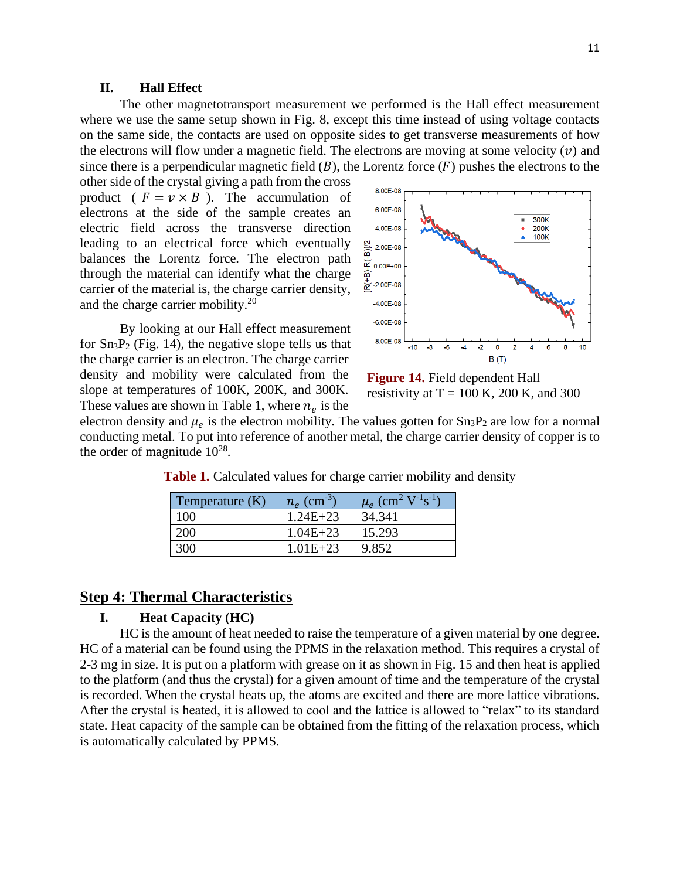### II. Hall Effect

The other magnetotransport measurement we performed is the Hall effect measurement where we use the same setup shown in Fig. 8, except this time instead of using voltage contacts on the same side, the contacts are used on opposite sides to get transverse measurements of how the electrons will flow under a magnetic field. The electrons are moving at some velocity ($v$) and since there is a perpendicular magnetic field ($B$), the Lorentz force ($F$) pushes the electrons to the other side of the crystal giving a path from the cross product ( $F = v \times B$ ). The accumulation of electrons at the side of the sample creates an electric field across the transverse direction leading to an electrical force which eventually balances the Lorentz force. The electron path through the material can identify what the charge carrier of the material is, the charge carrier density, and the charge carrier mobility.[20]

By looking at our Hall effect measurement for $Sn_3P_2$ (Fig. 14), the negative slope tells us that the charge carrier is an electron. The charge carrier density and mobility were calculated from the slope at temperatures of 100K, 200K, and 300K. These values are shown in Table 1, where $n_e$ is the electron density and $\mu_e$ is the electron mobility. The values gotten for $Sn_3P_2$ are low for a normal conducting metal. To put into reference of another metal, the charge carrier density of copper is to the order of magnitude $10^{28}$.

**Figure 14.** Field dependent Hall resistivity at T = 100 K, 200 K, and 300

**Table 1.** Calculated values for charge carrier mobility and density

| Temperature (K) | $n_e$ (cm$^{-3}$) | $\mu_e$ (cm$^2$ V$^{-1}$s$^{-1}$) |
|---|---|---|
| 100 | 1.24E+23 | 34.341 |
| 200 | 1.04E+23 | 15.293 |
| 300 | 1.01E+23 | 9.852 |

## Step 4: Thermal Characteristics

### I. Heat Capacity (HC)

HC is the amount of heat needed to raise the temperature of a given material by one degree. HC of a material can be found using the PPMS in the relaxation method. This requires a crystal of 2-3 mg in size. It is put on a platform with grease on it as shown in Fig. 15 and then heat is applied to the platform (and thus the crystal) for a given amount of time and the temperature of the crystal is recorded. When the crystal heats up, the atoms are excited and there are more lattice vibrations. After the crystal is heated, it is allowed to cool and the lattice is allowed to "relax" to its standard state. Heat capacity of the sample can be obtained from the fitting of the relaxation process, which is automatically calculated by PPMS.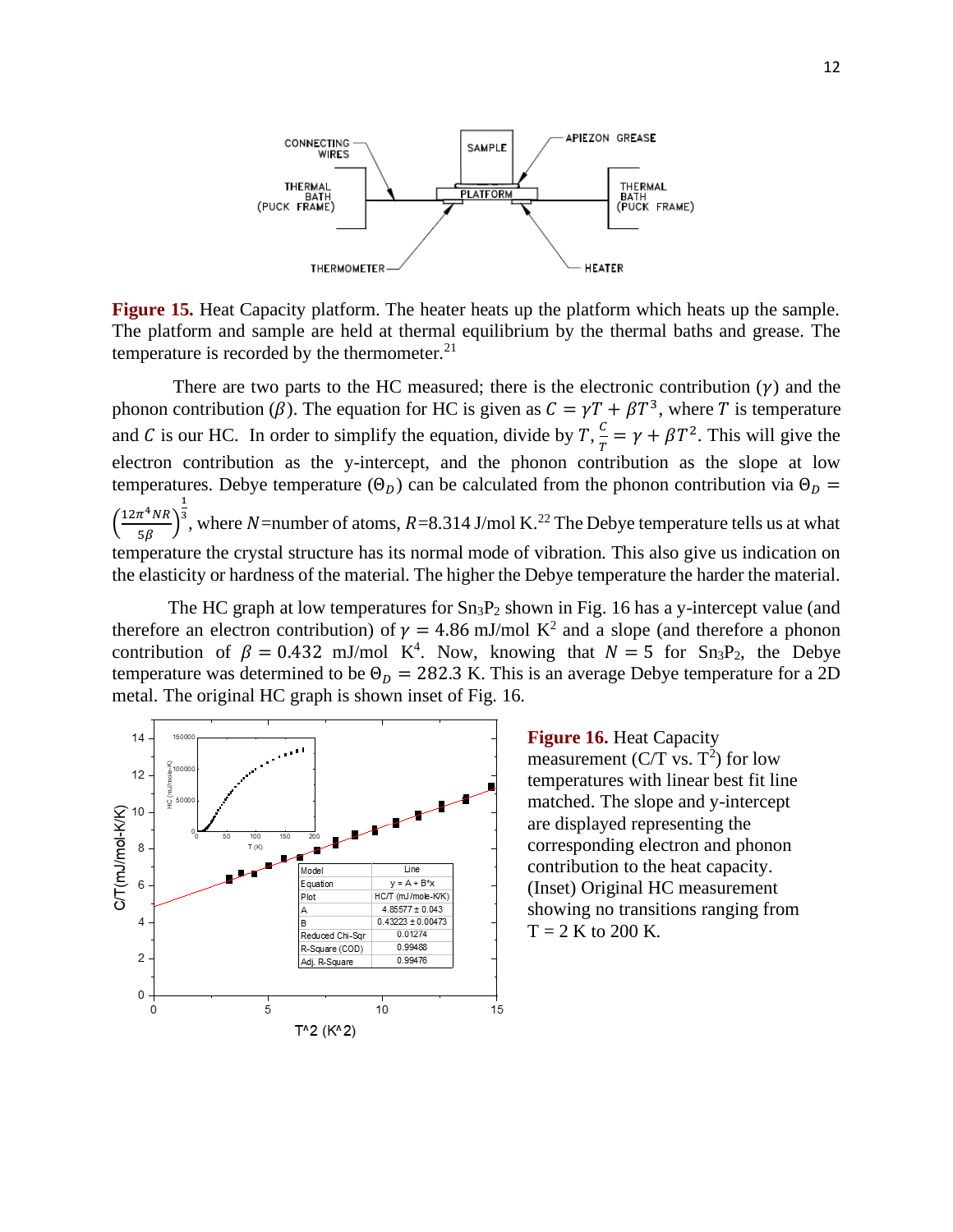**Figure 15.** Heat Capacity platform. The heater heats up the platform which heats up the sample. The platform and sample are held at thermal equilibrium by the thermal baths and grease. The temperature is recorded by the thermometer.[21]

There are two parts to the HC measured; there is the electronic contribution ($\gamma$) and the phonon contribution ($\beta$). The equation for HC is given as $C = \gamma T + \beta T^3$, where $T$ is temperature and $C$ is our HC. In order to simplify the equation, divide by $T$, $\frac{C}{T} = \gamma + \beta T^2$. This will give the electron contribution as the y-intercept, and the phonon contribution as the slope at low temperatures. Debye temperature ($\Theta_D$) can be calculated from the phonon contribution via $\Theta_D = \left(\frac{12\pi^4 NR}{5\beta}\right)^{\frac{1}{3}}$, where $N$=number of atoms, $R$=8.314 J/mol K.[22] The Debye temperature tells us at what temperature the crystal structure has its normal mode of vibration. This also give us indication on the elasticity or hardness of the material. The higher the Debye temperature the harder the material.

The HC graph at low temperatures for $Sn_3P_2$ shown in Fig. 16 has a y-intercept value (and therefore an electron contribution) of $\gamma = 4.86$ mJ/mol K$^2$ and a slope (and therefore a phonon contribution of $\beta = 0.432$ mJ/mol K$^4$. Now, knowing that $N = 5$ for $Sn_3P_2$, the Debye temperature was determined to be $\Theta_D = 282.3$ K. This is an average Debye temperature for a 2D metal. The original HC graph is shown inset of Fig. 16.

**Figure 16.** Heat Capacity measurement (C/T vs. T$^2$) for low temperatures with linear best fit line matched. The slope and y-intercept are displayed representing the corresponding electron and phonon contribution to the heat capacity. (Inset) Original HC measurement showing no transitions ranging from T = 2 K to 200 K.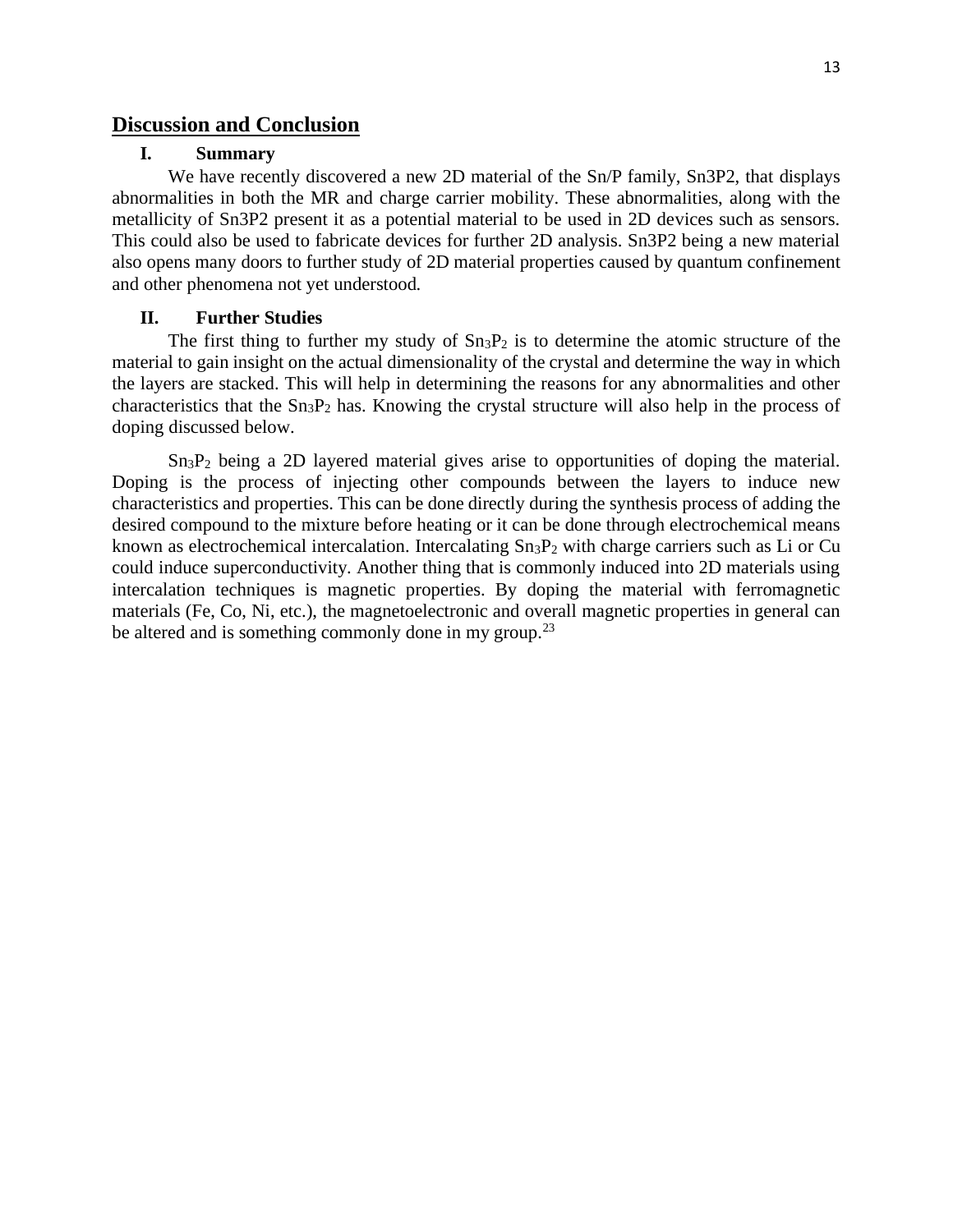## Discussion and Conclusion

### I. Summary

We have recently discovered a new 2D material of the Sn/P family, Sn3P2, that displays abnormalities in both the MR and charge carrier mobility. These abnormalities, along with the metallicity of Sn3P2 present it as a potential material to be used in 2D devices such as sensors. This could also be used to fabricate devices for further 2D analysis. Sn3P2 being a new material also opens many doors to further study of 2D material properties caused by quantum confinement and other phenomena not yet understood.

### II. Further Studies

The first thing to further my study of $Sn_3P_2$ is to determine the atomic structure of the material to gain insight on the actual dimensionality of the crystal and determine the way in which the layers are stacked. This will help in determining the reasons for any abnormalities and other characteristics that the $Sn_3P_2$ has. Knowing the crystal structure will also help in the process of doping discussed below.

$Sn_3P_2$ being a 2D layered material gives arise to opportunities of doping the material. Doping is the process of injecting other compounds between the layers to induce new characteristics and properties. This can be done directly during the synthesis process of adding the desired compound to the mixture before heating or it can be done through electrochemical means known as electrochemical intercalation. Intercalating $Sn_3P_2$ with charge carriers such as Li or Cu could induce superconductivity. Another thing that is commonly induced into 2D materials using intercalation techniques is magnetic properties. By doping the material with ferromagnetic materials (Fe, Co, Ni, etc.), the magnetoelectronic and overall magnetic properties in general can be altered and is something commonly done in my group.[23]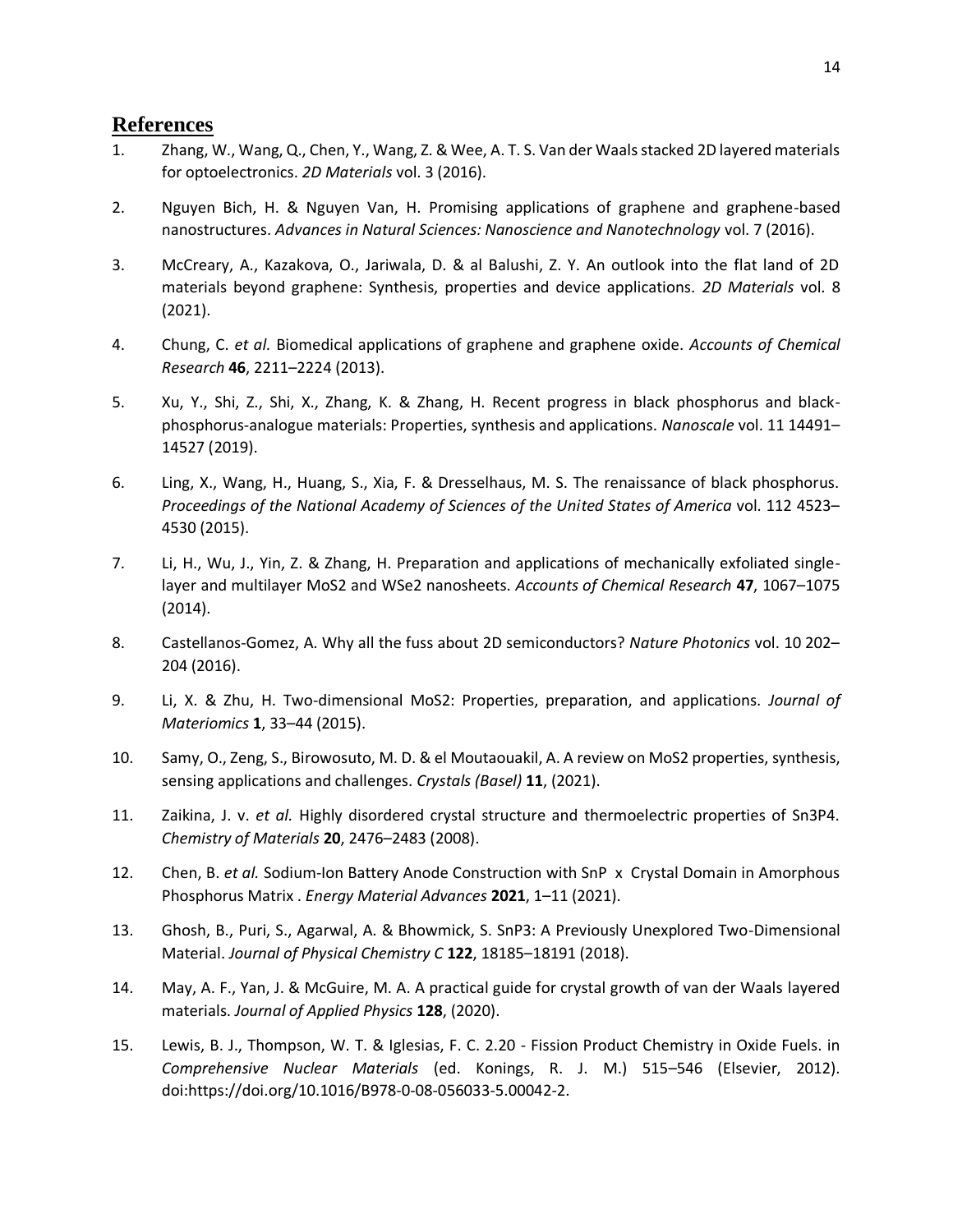## References

1. Zhang, W., Wang, Q., Chen, Y., Wang, Z. & Wee, A. T. S. Van der Waals stacked 2D layered materials for optoelectronics. *2D Materials* vol. 3 (2016).

2. Nguyen Bich, H. & Nguyen Van, H. Promising applications of graphene and graphene-based nanostructures. *Advances in Natural Sciences: Nanoscience and Nanotechnology* vol. 7 (2016).

3. McCreary, A., Kazakova, O., Jariwala, D. & al Balushi, Z. Y. An outlook into the flat land of 2D materials beyond graphene: Synthesis, properties and device applications. *2D Materials* vol. 8 (2021).

4. Chung, C. *et al.* Biomedical applications of graphene and graphene oxide. *Accounts of Chemical Research* **46**, 2211–2224 (2013).

5. Xu, Y., Shi, Z., Shi, X., Zhang, K. & Zhang, H. Recent progress in black phosphorus and black-phosphorus-analogue materials: Properties, synthesis and applications. *Nanoscale* vol. 11 14491–14527 (2019).

6. Ling, X., Wang, H., Huang, S., Xia, F. & Dresselhaus, M. S. The renaissance of black phosphorus. *Proceedings of the National Academy of Sciences of the United States of America* vol. 112 4523–4530 (2015).

7. Li, H., Wu, J., Yin, Z. & Zhang, H. Preparation and applications of mechanically exfoliated single-layer and multilayer MoS2 and WSe2 nanosheets. *Accounts of Chemical Research* **47**, 1067–1075 (2014).

8. Castellanos-Gomez, A. Why all the fuss about 2D semiconductors? *Nature Photonics* vol. 10 202–204 (2016).

9. Li, X. & Zhu, H. Two-dimensional MoS2: Properties, preparation, and applications. *Journal of Materiomics* **1**, 33–44 (2015).

10. Samy, O., Zeng, S., Birowosuto, M. D. & el Moutaouakil, A. A review on MoS2 properties, synthesis, sensing applications and challenges. *Crystals (Basel)* **11**, (2021).

11. Zaikina, J. v. *et al.* Highly disordered crystal structure and thermoelectric properties of Sn3P4. *Chemistry of Materials* **20**, 2476–2483 (2008).

12. Chen, B. *et al.* Sodium-Ion Battery Anode Construction with SnP x Crystal Domain in Amorphous Phosphorus Matrix . *Energy Material Advances* **2021**, 1–11 (2021).

13. Ghosh, B., Puri, S., Agarwal, A. & Bhowmick, S. SnP3: A Previously Unexplored Two-Dimensional Material. *Journal of Physical Chemistry C* **122**, 18185–18191 (2018).

14. May, A. F., Yan, J. & McGuire, M. A. A practical guide for crystal growth of van der Waals layered materials. *Journal of Applied Physics* **128**, (2020).

15. Lewis, B. J., Thompson, W. T. & Iglesias, F. C. 2.20 - Fission Product Chemistry in Oxide Fuels. in *Comprehensive Nuclear Materials* (ed. Konings, R. J. M.) 515–546 (Elsevier, 2012). doi:https://doi.org/10.1016/B978-0-08-056033-5.00042-2.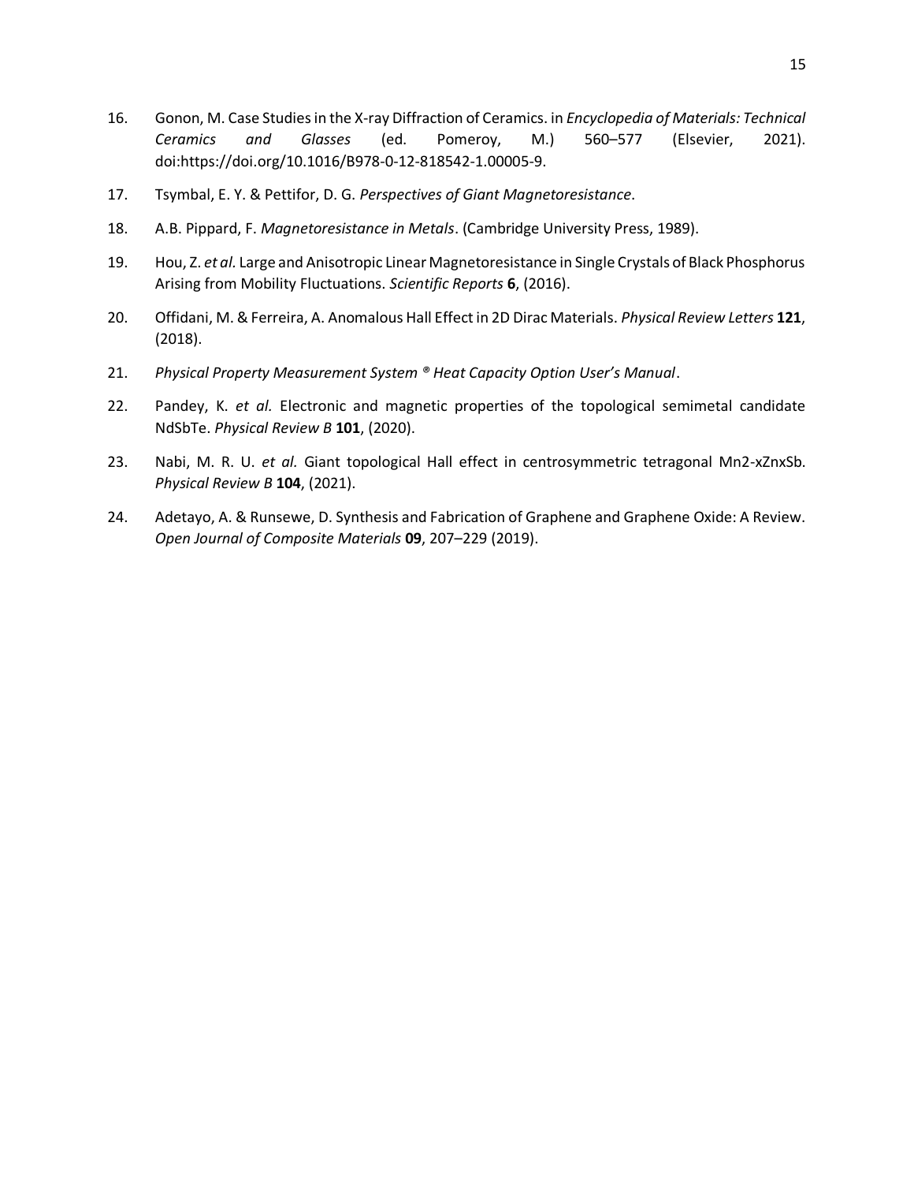16. Gonon, M. Case Studies in the X-ray Diffraction of Ceramics. in *Encyclopedia of Materials: Technical Ceramics and Glasses* (ed. Pomeroy, M.) 560–577 (Elsevier, 2021). doi:https://doi.org/10.1016/B978-0-12-818542-1.00005-9.

17. Tsymbal, E. Y. & Pettifor, D. G. *Perspectives of Giant Magnetoresistance*.

18. A.B. Pippard, F. *Magnetoresistance in Metals*. (Cambridge University Press, 1989).

19. Hou, Z. *et al.* Large and Anisotropic Linear Magnetoresistance in Single Crystals of Black Phosphorus Arising from Mobility Fluctuations. *Scientific Reports* **6**, (2016).

20. Offidani, M. & Ferreira, A. Anomalous Hall Effect in 2D Dirac Materials. *Physical Review Letters* **121**, (2018).

21. *Physical Property Measurement System ® Heat Capacity Option User's Manual*.

22. Pandey, K. *et al.* Electronic and magnetic properties of the topological semimetal candidate NdSbTe. *Physical Review B* **101**, (2020).

23. Nabi, M. R. U. *et al.* Giant topological Hall effect in centrosymmetric tetragonal Mn2-xZnxSb. *Physical Review B* **104**, (2021).

24. Adetayo, A. & Runsewe, D. Synthesis and Fabrication of Graphene and Graphene Oxide: A Review. *Open Journal of Composite Materials* **09**, 207–229 (2019).